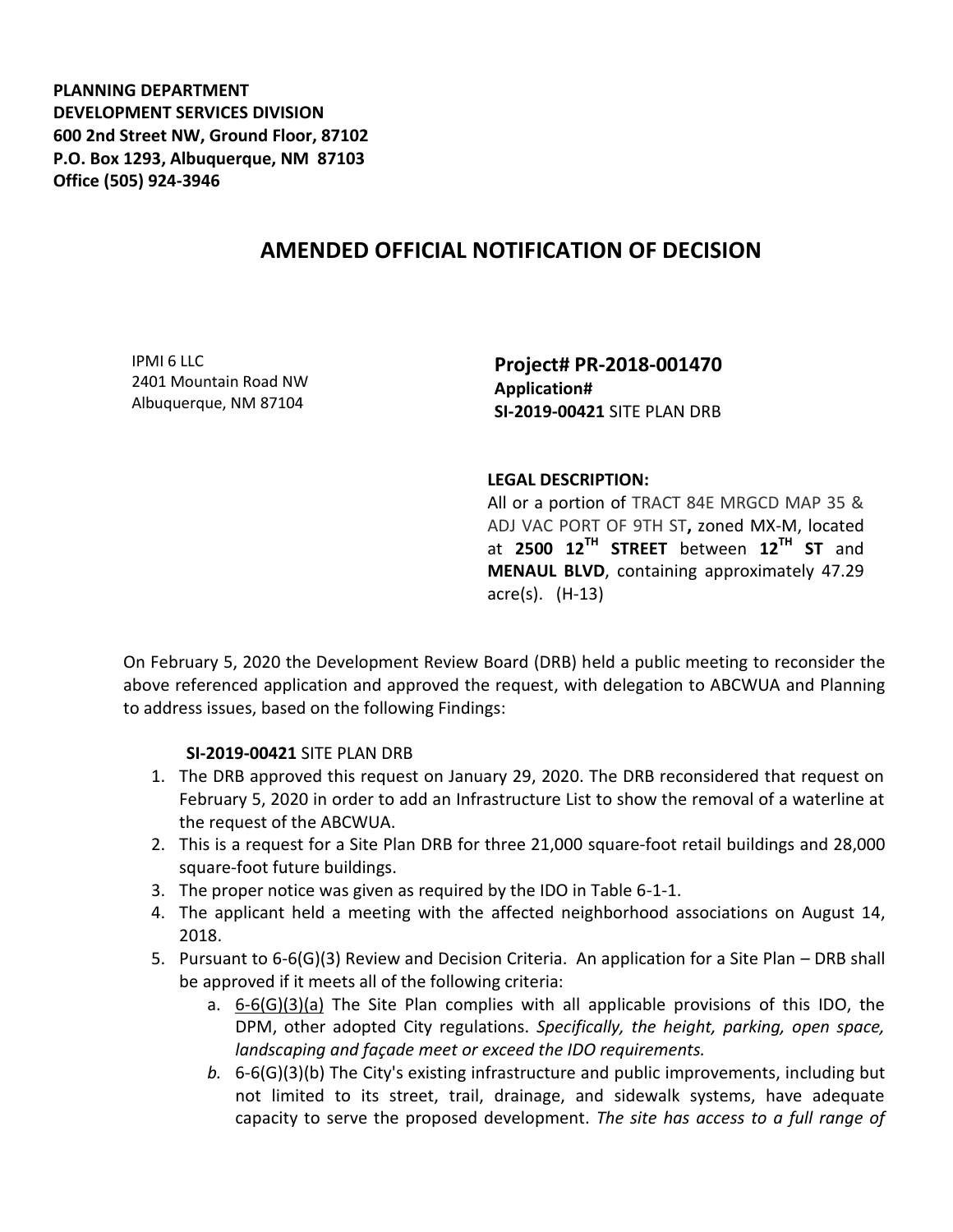**PLANNING DEPARTMENT**
**DEVELOPMENT SERVICES DIVISION**
**600 2nd Street NW, Ground Floor, 87102**
**P.O. Box 1293, Albuquerque, NM 87103**
**Office (505) 924-3946**

# AMENDED OFFICIAL NOTIFICATION OF DECISION

IPMI 6 LLC
2401 Mountain Road NW
Albuquerque, NM 87104

**Project# PR-2018-001470**
**Application#**
**SI-2019-00421** SITE PLAN DRB

**LEGAL DESCRIPTION:**
All or a portion of TRACT 84E MRGCD MAP 35 & ADJ VAC PORT OF 9TH ST**,** zoned MX-M, located at **2500 12TH STREET** between **12TH ST** and **MENAUL BLVD**, containing approximately 47.29 acre(s). (H-13)

On February 5, 2020 the Development Review Board (DRB) held a public meeting to reconsider the above referenced application and approved the request, with delegation to ABCWUA and Planning to address issues, based on the following Findings:

**SI-2019-00421** SITE PLAN DRB

1. The DRB approved this request on January 29, 2020. The DRB reconsidered that request on February 5, 2020 in order to add an Infrastructure List to show the removal of a waterline at the request of the ABCWUA.
2. This is a request for a Site Plan DRB for three 21,000 square-foot retail buildings and 28,000 square-foot future buildings.
3. The proper notice was given as required by the IDO in Table 6-1-1.
4. The applicant held a meeting with the affected neighborhood associations on August 14, 2018.
5. Pursuant to 6-6(G)(3) Review and Decision Criteria. An application for a Site Plan – DRB shall be approved if it meets all of the following criteria:
    a. 6-6(G)(3)(a) The Site Plan complies with all applicable provisions of this IDO, the DPM, other adopted City regulations. *Specifically, the height, parking, open space, landscaping and façade meet or exceed the IDO requirements.*
    b. 6-6(G)(3)(b) The City's existing infrastructure and public improvements, including but not limited to its street, trail, drainage, and sidewalk systems, have adequate capacity to serve the proposed development. *The site has access to a full range of*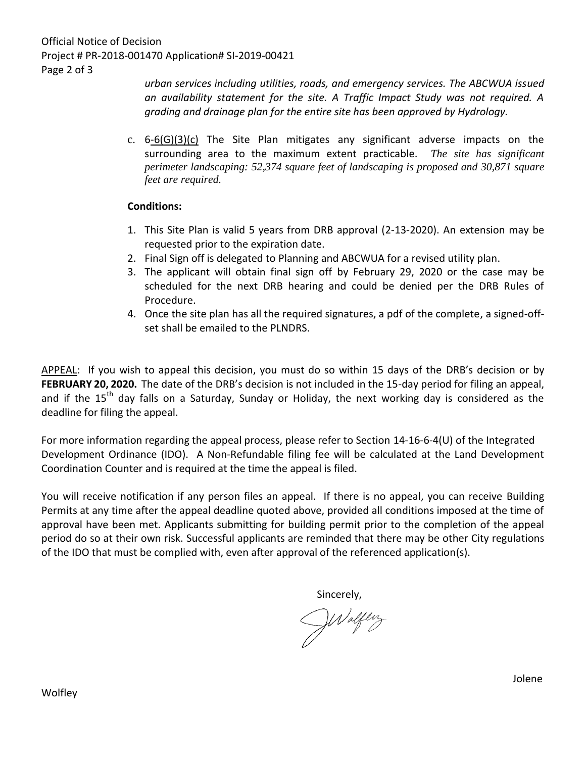*urban services including utilities, roads, and emergency services. The ABCWUA issued an availability statement for the site. A Traffic Impact Study was not required. A grading and drainage plan for the entire site has been approved by Hydrology.*

c. 6-6(G)(3)(c) The Site Plan mitigates any significant adverse impacts on the surrounding area to the maximum extent practicable. *The site has significant perimeter landscaping: 52,374 square feet of landscaping is proposed and 30,871 square feet are required.*

**Conditions:**

1. This Site Plan is valid 5 years from DRB approval (2-13-2020). An extension may be requested prior to the expiration date.
2. Final Sign off is delegated to Planning and ABCWUA for a revised utility plan.
3. The applicant will obtain final sign off by February 29, 2020 or the case may be scheduled for the next DRB hearing and could be denied per the DRB Rules of Procedure.
4. Once the site plan has all the required signatures, a pdf of the complete, a signed-off-set shall be emailed to the PLNDRS.

APPEAL: If you wish to appeal this decision, you must do so within 15 days of the DRB's decision or by **FEBRUARY 20, 2020.** The date of the DRB's decision is not included in the 15-day period for filing an appeal, and if the 15th day falls on a Saturday, Sunday or Holiday, the next working day is considered as the deadline for filing the appeal.

For more information regarding the appeal process, please refer to Section 14-16-6-4(U) of the Integrated Development Ordinance (IDO). A Non-Refundable filing fee will be calculated at the Land Development Coordination Counter and is required at the time the appeal is filed.

You will receive notification if any person files an appeal. If there is no appeal, you can receive Building Permits at any time after the appeal deadline quoted above, provided all conditions imposed at the time of approval have been met. Applicants submitting for building permit prior to the completion of the appeal period do so at their own risk. Successful applicants are reminded that there may be other City regulations of the IDO that must be complied with, even after approval of the referenced application(s).

Sincerely,

JWolfley

Jolene Wolfley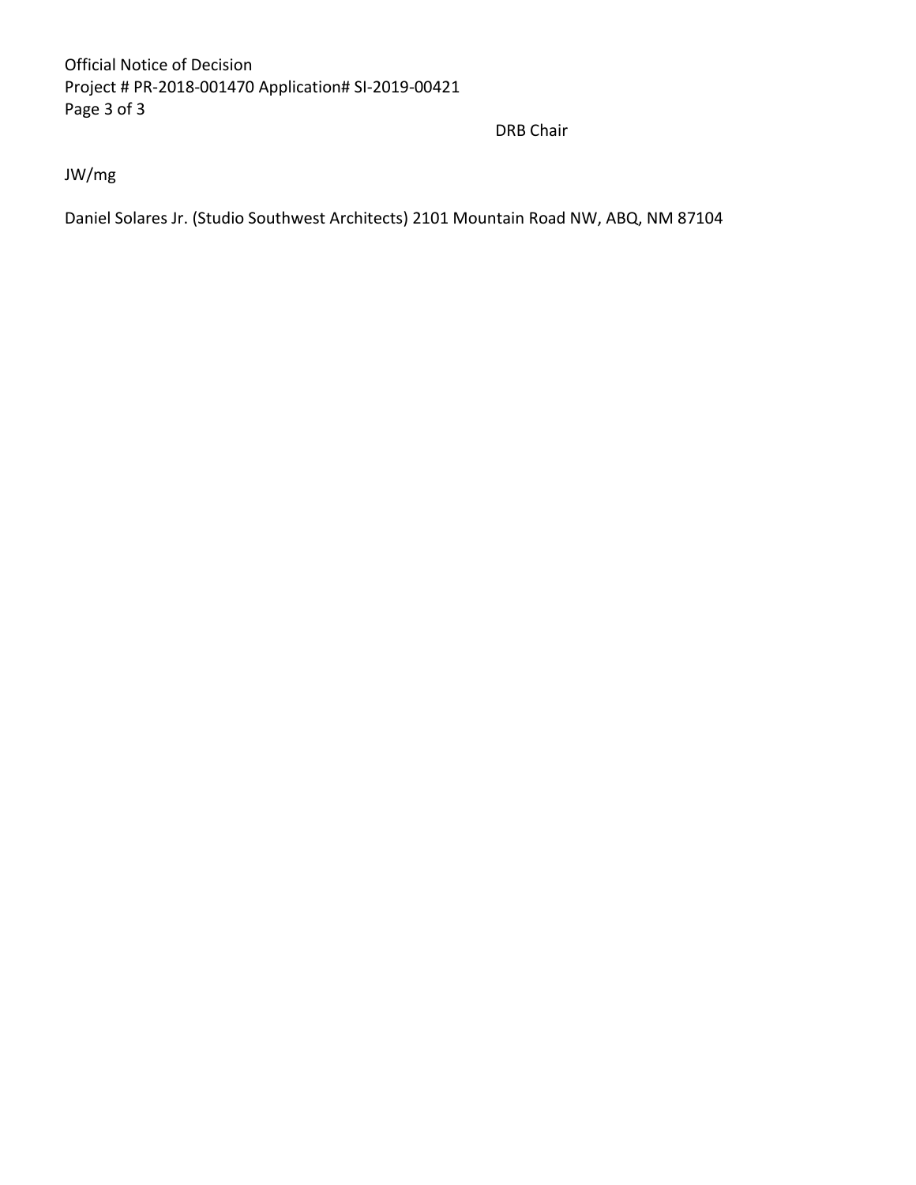DRB Chair

JW/mg

Daniel Solares Jr. (Studio Southwest Architects) 2101 Mountain Road NW, ABQ, NM 87104